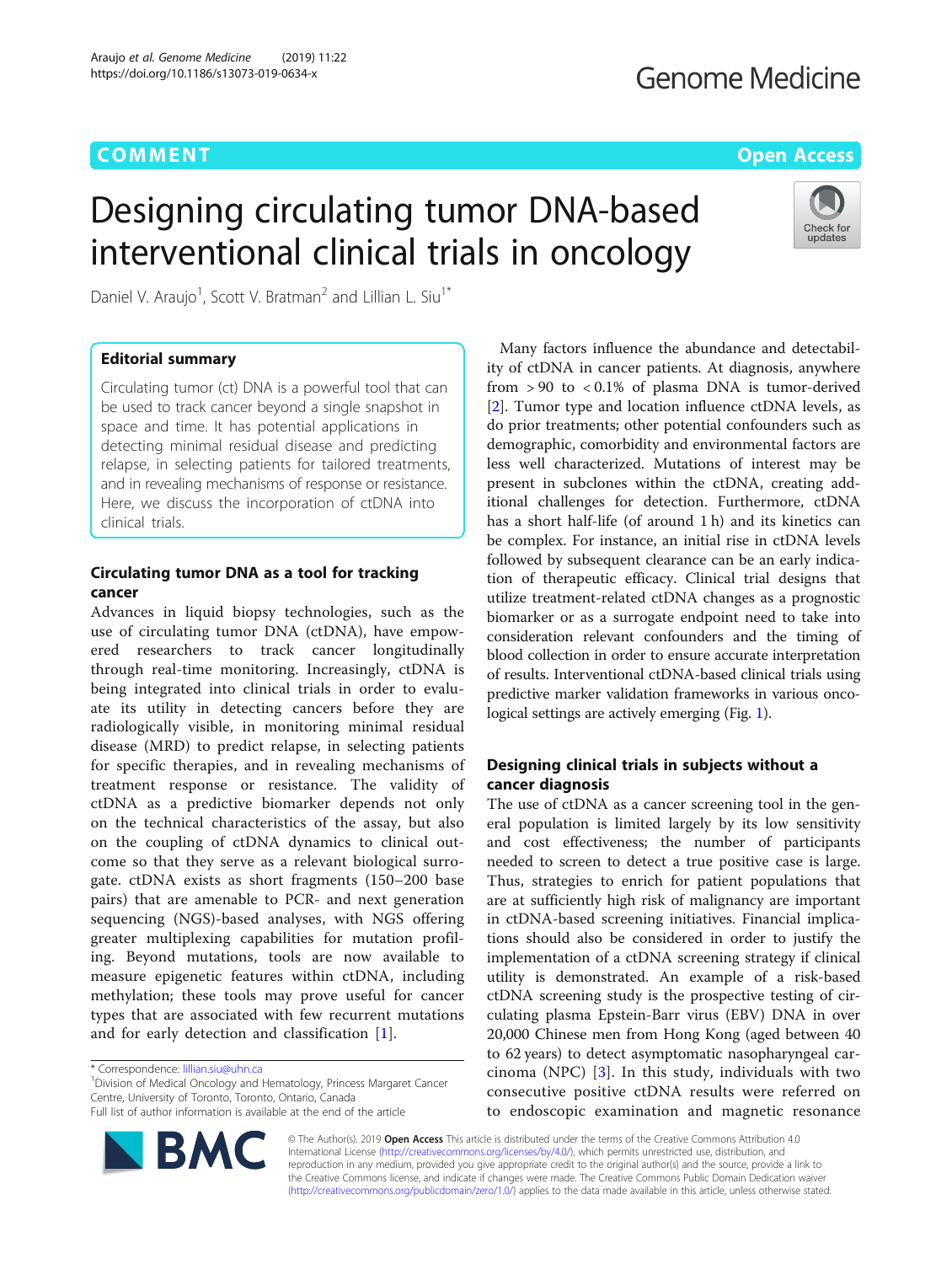COMMENT

Open Access

# Designing circulating tumor DNA-based interventional clinical trials in oncology

Daniel V. Araujo[1], Scott V. Bratman[2] and Lillian L. Siu[1*]

## Editorial summary

Circulating tumor (ct) DNA is a powerful tool that can be used to track cancer beyond a single snapshot in space and time. It has potential applications in detecting minimal residual disease and predicting relapse, in selecting patients for tailored treatments, and in revealing mechanisms of response or resistance. Here, we discuss the incorporation of ctDNA into clinical trials.

## Circulating tumor DNA as a tool for tracking cancer

Advances in liquid biopsy technologies, such as the use of circulating tumor DNA (ctDNA), have empowered researchers to track cancer longitudinally through real-time monitoring. Increasingly, ctDNA is being integrated into clinical trials in order to evaluate its utility in detecting cancers before they are radiologically visible, in monitoring minimal residual disease (MRD) to predict relapse, in selecting patients for specific therapies, and in revealing mechanisms of treatment response or resistance. The validity of ctDNA as a predictive biomarker depends not only on the technical characteristics of the assay, but also on the coupling of ctDNA dynamics to clinical outcome so that they serve as a relevant biological surrogate. ctDNA exists as short fragments (150–200 base pairs) that are amenable to PCR- and next generation sequencing (NGS)-based analyses, with NGS offering greater multiplexing capabilities for mutation profiling. Beyond mutations, tools are now available to measure epigenetic features within ctDNA, including methylation; these tools may prove useful for cancer types that are associated with few recurrent mutations and for early detection and classification [1].

Many factors influence the abundance and detectability of ctDNA in cancer patients. At diagnosis, anywhere from > 90 to < 0.1% of plasma DNA is tumor-derived [2]. Tumor type and location influence ctDNA levels, as do prior treatments; other potential confounders such as demographic, comorbidity and environmental factors are less well characterized. Mutations of interest may be present in subclones within the ctDNA, creating additional challenges for detection. Furthermore, ctDNA has a short half-life (of around 1 h) and its kinetics can be complex. For instance, an initial rise in ctDNA levels followed by subsequent clearance can be an early indication of therapeutic efficacy. Clinical trial designs that utilize treatment-related ctDNA changes as a prognostic biomarker or as a surrogate endpoint need to take into consideration relevant confounders and the timing of blood collection in order to ensure accurate interpretation of results. Interventional ctDNA-based clinical trials using predictive marker validation frameworks in various oncological settings are actively emerging (Fig. 1).

## Designing clinical trials in subjects without a cancer diagnosis

The use of ctDNA as a cancer screening tool in the general population is limited largely by its low sensitivity and cost effectiveness; the number of participants needed to screen to detect a true positive case is large. Thus, strategies to enrich for patient populations that are at sufficiently high risk of malignancy are important in ctDNA-based screening initiatives. Financial implications should also be considered in order to justify the implementation of a ctDNA screening strategy if clinical utility is demonstrated. An example of a risk-based ctDNA screening study is the prospective testing of circulating plasma Epstein-Barr virus (EBV) DNA in over 20,000 Chinese men from Hong Kong (aged between 40 to 62 years) to detect asymptomatic nasopharyngeal carcinoma (NPC) [3]. In this study, individuals with two consecutive positive ctDNA results were referred on to endoscopic examination and magnetic resonance

\* Correspondence: lillian.siu@uhn.ca
[1]Division of Medical Oncology and Hematology, Princess Margaret Cancer Centre, University of Toronto, Toronto, Ontario, Canada
Full list of author information is available at the end of the article

© The Author(s). 2019 **Open Access** This article is distributed under the terms of the Creative Commons Attribution 4.0 International License (http://creativecommons.org/licenses/by/4.0/), which permits unrestricted use, distribution, and reproduction in any medium, provided you give appropriate credit to the original author(s) and the source, provide a link to the Creative Commons license, and indicate if changes were made. The Creative Commons Public Domain Dedication waiver (http://creativecommons.org/publicdomain/zero/1.0/) applies to the data made available in this article, unless otherwise stated.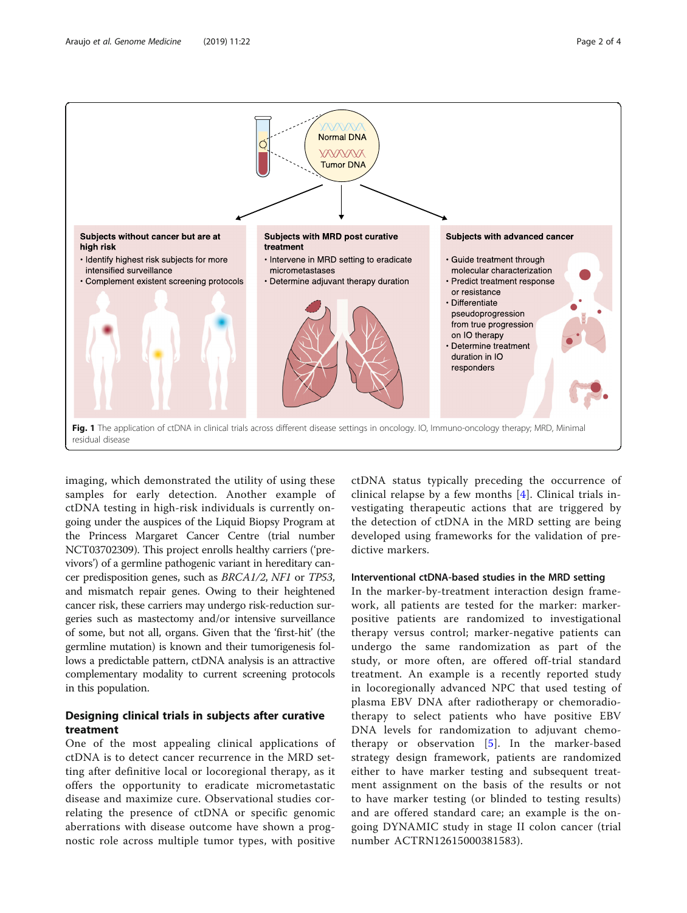Subjects without cancer but are at high risk

- Identify highest risk subjects for more intensified surveillance
- Complement existent screening protocols

Subjects with MRD post curative treatment

- Intervene in MRD setting to eradicate micrometastases
- Determine adjuvant therapy duration

Subjects with advanced cancer

- Guide treatment through molecular characterization
- Predict treatment response or resistance
- Differentiate pseudoprogression from true progression on IO therapy
- Determine treatment duration in IO responders

**Fig. 1** The application of ctDNA in clinical trials across different disease settings in oncology. IO, Immuno-oncology therapy; MRD, Minimal residual disease

imaging, which demonstrated the utility of using these samples for early detection. Another example of ctDNA testing in high-risk individuals is currently ongoing under the auspices of the Liquid Biopsy Program at the Princess Margaret Cancer Centre (trial number NCT03702309). This project enrolls healthy carriers ('previvors') of a germline pathogenic variant in hereditary cancer predisposition genes, such as *BRCA1/2*, *NF1* or *TP53*, and mismatch repair genes. Owing to their heightened cancer risk, these carriers may undergo risk-reduction surgeries such as mastectomy and/or intensive surveillance of some, but not all, organs. Given that the 'first-hit' (the germline mutation) is known and their tumorigenesis follows a predictable pattern, ctDNA analysis is an attractive complementary modality to current screening protocols in this population.

## Designing clinical trials in subjects after curative treatment

One of the most appealing clinical applications of ctDNA is to detect cancer recurrence in the MRD setting after definitive local or locoregional therapy, as it offers the opportunity to eradicate micrometastatic disease and maximize cure. Observational studies correlating the presence of ctDNA or specific genomic aberrations with disease outcome have shown a prognostic role across multiple tumor types, with positive ctDNA status typically preceding the occurrence of clinical relapse by a few months [4]. Clinical trials investigating therapeutic actions that are triggered by the detection of ctDNA in the MRD setting are being developed using frameworks for the validation of predictive markers.

### Interventional ctDNA-based studies in the MRD setting

In the marker-by-treatment interaction design framework, all patients are tested for the marker: marker-positive patients are randomized to investigational therapy versus control; marker-negative patients can undergo the same randomization as part of the study, or more often, are offered off-trial standard treatment. An example is a recently reported study in locoregionally advanced NPC that used testing of plasma EBV DNA after radiotherapy or chemoradiotherapy to select patients who have positive EBV DNA levels for randomization to adjuvant chemotherapy or observation [5]. In the marker-based strategy design framework, patients are randomized either to have marker testing and subsequent treatment assignment on the basis of the results or not to have marker testing (or blinded to testing results) and are offered standard care; an example is the ongoing DYNAMIC study in stage II colon cancer (trial number ACTRN12615000381583).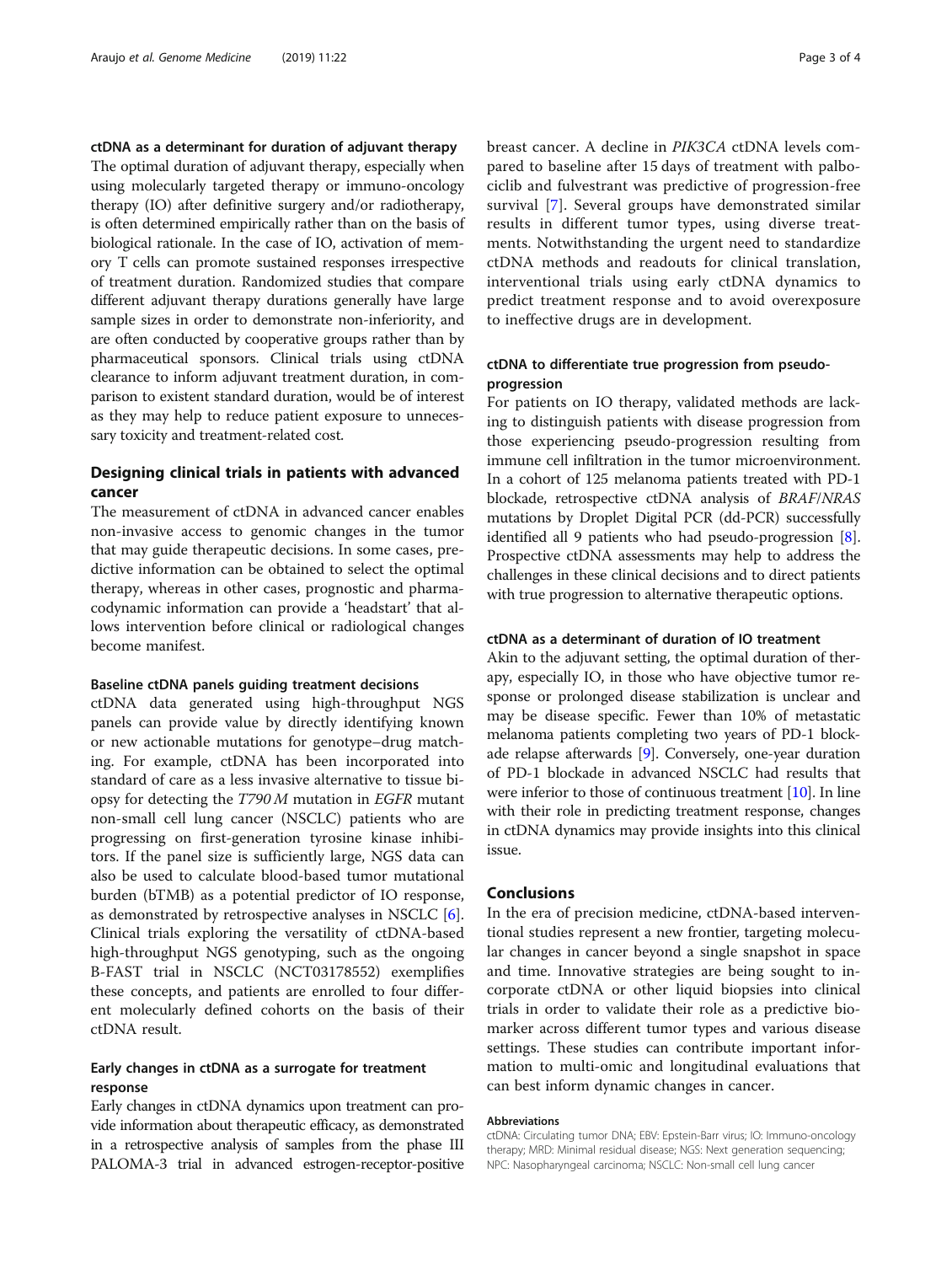### ctDNA as a determinant for duration of adjuvant therapy

The optimal duration of adjuvant therapy, especially when using molecularly targeted therapy or immuno-oncology therapy (IO) after definitive surgery and/or radiotherapy, is often determined empirically rather than on the basis of biological rationale. In the case of IO, activation of memory T cells can promote sustained responses irrespective of treatment duration. Randomized studies that compare different adjuvant therapy durations generally have large sample sizes in order to demonstrate non-inferiority, and are often conducted by cooperative groups rather than by pharmaceutical sponsors. Clinical trials using ctDNA clearance to inform adjuvant treatment duration, in comparison to existent standard duration, would be of interest as they may help to reduce patient exposure to unnecessary toxicity and treatment-related cost.

## Designing clinical trials in patients with advanced cancer

The measurement of ctDNA in advanced cancer enables non-invasive access to genomic changes in the tumor that may guide therapeutic decisions. In some cases, predictive information can be obtained to select the optimal therapy, whereas in other cases, prognostic and pharmacodynamic information can provide a 'headstart' that allows intervention before clinical or radiological changes become manifest.

### Baseline ctDNA panels guiding treatment decisions

ctDNA data generated using high-throughput NGS panels can provide value by directly identifying known or new actionable mutations for genotype–drug matching. For example, ctDNA has been incorporated into standard of care as a less invasive alternative to tissue biopsy for detecting the *T790 M* mutation in *EGFR* mutant non-small cell lung cancer (NSCLC) patients who are progressing on first-generation tyrosine kinase inhibitors. If the panel size is sufficiently large, NGS data can also be used to calculate blood-based tumor mutational burden (bTMB) as a potential predictor of IO response, as demonstrated by retrospective analyses in NSCLC [6]. Clinical trials exploring the versatility of ctDNA-based high-throughput NGS genotyping, such as the ongoing B-FAST trial in NSCLC (NCT03178552) exemplifies these concepts, and patients are enrolled to four different molecularly defined cohorts on the basis of their ctDNA result.

### Early changes in ctDNA as a surrogate for treatment response

Early changes in ctDNA dynamics upon treatment can provide information about therapeutic efficacy, as demonstrated in a retrospective analysis of samples from the phase III PALOMA-3 trial in advanced estrogen-receptor-positive breast cancer. A decline in *PIK3CA* ctDNA levels compared to baseline after 15 days of treatment with palbociclib and fulvestrant was predictive of progression-free survival [7]. Several groups have demonstrated similar results in different tumor types, using diverse treatments. Notwithstanding the urgent need to standardize ctDNA methods and readouts for clinical translation, interventional trials using early ctDNA dynamics to predict treatment response and to avoid overexposure to ineffective drugs are in development.

### ctDNA to differentiate true progression from pseudo-progression

For patients on IO therapy, validated methods are lacking to distinguish patients with disease progression from those experiencing pseudo-progression resulting from immune cell infiltration in the tumor microenvironment. In a cohort of 125 melanoma patients treated with PD-1 blockade, retrospective ctDNA analysis of *BRAF*/*NRAS* mutations by Droplet Digital PCR (dd-PCR) successfully identified all 9 patients who had pseudo-progression [8]. Prospective ctDNA assessments may help to address the challenges in these clinical decisions and to direct patients with true progression to alternative therapeutic options.

### ctDNA as a determinant of duration of IO treatment

Akin to the adjuvant setting, the optimal duration of therapy, especially IO, in those who have objective tumor response or prolonged disease stabilization is unclear and may be disease specific. Fewer than 10% of metastatic melanoma patients completing two years of PD-1 blockade relapse afterwards [9]. Conversely, one-year duration of PD-1 blockade in advanced NSCLC had results that were inferior to those of continuous treatment [10]. In line with their role in predicting treatment response, changes in ctDNA dynamics may provide insights into this clinical issue.

## Conclusions

In the era of precision medicine, ctDNA-based interventional studies represent a new frontier, targeting molecular changes in cancer beyond a single snapshot in space and time. Innovative strategies are being sought to incorporate ctDNA or other liquid biopsies into clinical trials in order to validate their role as a predictive biomarker across different tumor types and various disease settings. These studies can contribute important information to multi-omic and longitudinal evaluations that can best inform dynamic changes in cancer.

#### Abbreviations

ctDNA: Circulating tumor DNA; EBV: Epstein-Barr virus; IO: Immuno-oncology therapy; MRD: Minimal residual disease; NGS: Next generation sequencing; NPC: Nasopharyngeal carcinoma; NSCLC: Non-small cell lung cancer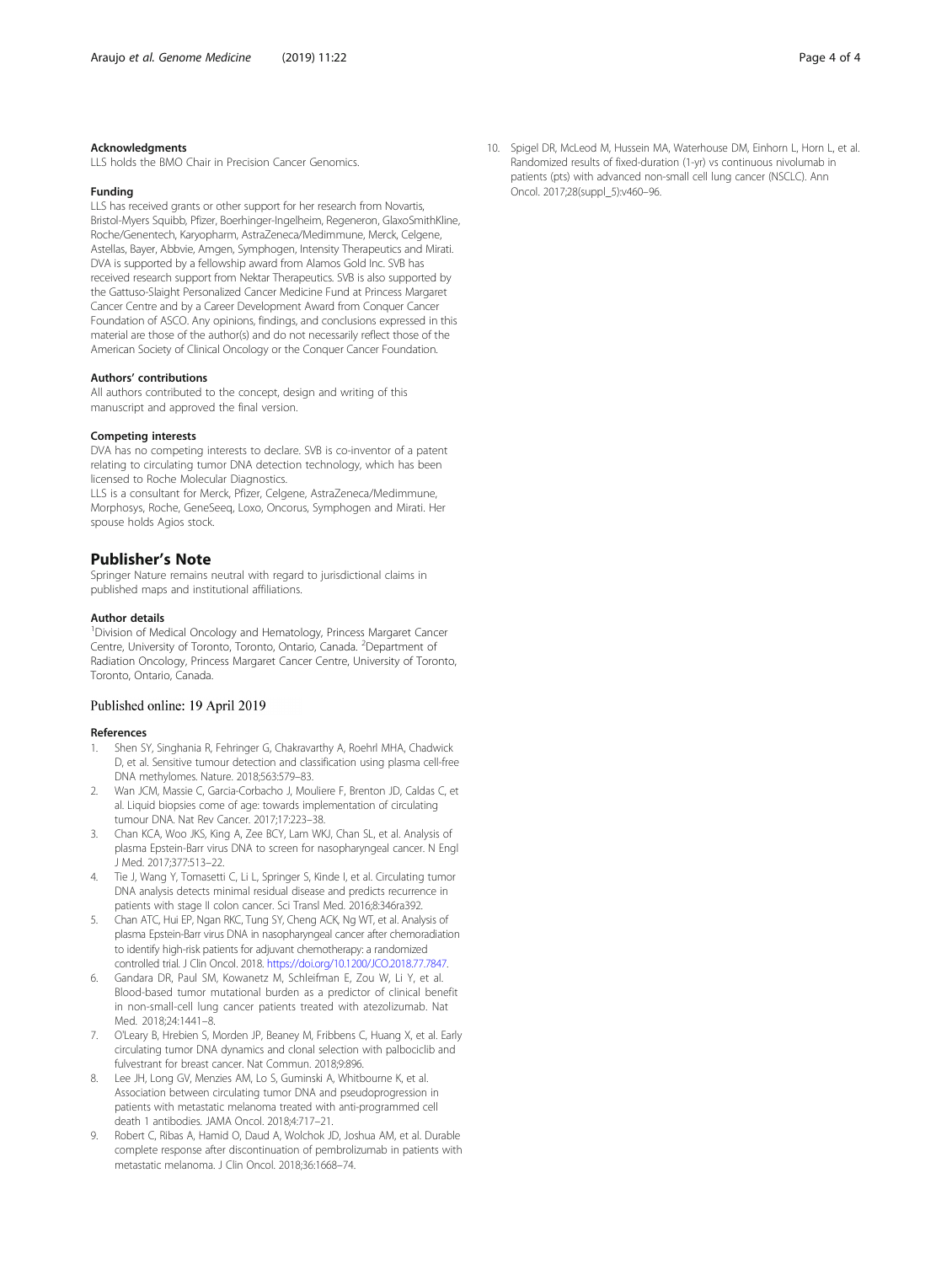### Acknowledgments

LLS holds the BMO Chair in Precision Cancer Genomics.

### Funding

LLS has received grants or other support for her research from Novartis, Bristol-Myers Squibb, Pfizer, Boerhinger-Ingelheim, Regeneron, GlaxoSmithKline, Roche/Genentech, Karyopharm, AstraZeneca/Medimmune, Merck, Celgene, Astellas, Bayer, Abbvie, Amgen, Symphogen, Intensity Therapeutics and Mirati. DVA is supported by a fellowship award from Alamos Gold Inc. SVB has received research support from Nektar Therapeutics. SVB is also supported by the Gattuso-Slaight Personalized Cancer Medicine Fund at Princess Margaret Cancer Centre and by a Career Development Award from Conquer Cancer Foundation of ASCO. Any opinions, findings, and conclusions expressed in this material are those of the author(s) and do not necessarily reflect those of the American Society of Clinical Oncology or the Conquer Cancer Foundation.

### Authors' contributions

All authors contributed to the concept, design and writing of this manuscript and approved the final version.

### Competing interests

DVA has no competing interests to declare. SVB is co-inventor of a patent relating to circulating tumor DNA detection technology, which has been licensed to Roche Molecular Diagnostics.

LLS is a consultant for Merck, Pfizer, Celgene, AstraZeneca/Medimmune, Morphosys, Roche, GeneSeeq, Loxo, Oncorus, Symphogen and Mirati. Her spouse holds Agios stock.

## Publisher's Note

Springer Nature remains neutral with regard to jurisdictional claims in published maps and institutional affiliations.

### Author details

[1]Division of Medical Oncology and Hematology, Princess Margaret Cancer Centre, University of Toronto, Toronto, Ontario, Canada. [2]Department of Radiation Oncology, Princess Margaret Cancer Centre, University of Toronto, Toronto, Ontario, Canada.

Published online: 19 April 2019

### References

1. Shen SY, Singhania R, Fehringer G, Chakravarthy A, Roehrl MHA, Chadwick D, et al. Sensitive tumour detection and classification using plasma cell-free DNA methylomes. Nature. 2018;563:579–83.
2. Wan JCM, Massie C, Garcia-Corbacho J, Mouliere F, Brenton JD, Caldas C, et al. Liquid biopsies come of age: towards implementation of circulating tumour DNA. Nat Rev Cancer. 2017;17:223–38.
3. Chan KCA, Woo JKS, King A, Zee BCY, Lam WKJ, Chan SL, et al. Analysis of plasma Epstein-Barr virus DNA to screen for nasopharyngeal cancer. N Engl J Med. 2017;377:513–22.
4. Tie J, Wang Y, Tomasetti C, Li L, Springer S, Kinde I, et al. Circulating tumor DNA analysis detects minimal residual disease and predicts recurrence in patients with stage II colon cancer. Sci Transl Med. 2016;8:346ra392.
5. Chan ATC, Hui EP, Ngan RKC, Tung SY, Cheng ACK, Ng WT, et al. Analysis of plasma Epstein-Barr virus DNA in nasopharyngeal cancer after chemoradiation to identify high-risk patients for adjuvant chemotherapy: a randomized controlled trial. J Clin Oncol. 2018. https://doi.org/10.1200/JCO.2018.77.7847.
6. Gandara DR, Paul SM, Kowanetz M, Schleifman E, Zou W, Li Y, et al. Blood-based tumor mutational burden as a predictor of clinical benefit in non-small-cell lung cancer patients treated with atezolizumab. Nat Med. 2018;24:1441–8.
7. O'Leary B, Hrebien S, Morden JP, Beaney M, Fribbens C, Huang X, et al. Early circulating tumor DNA dynamics and clonal selection with palbociclib and fulvestrant for breast cancer. Nat Commun. 2018;9:896.
8. Lee JH, Long GV, Menzies AM, Lo S, Guminski A, Whitbourne K, et al. Association between circulating tumor DNA and pseudoprogression in patients with metastatic melanoma treated with anti-programmed cell death 1 antibodies. JAMA Oncol. 2018;4:717–21.
9. Robert C, Ribas A, Hamid O, Daud A, Wolchok JD, Joshua AM, et al. Durable complete response after discontinuation of pembrolizumab in patients with metastatic melanoma. J Clin Oncol. 2018;36:1668–74.
10. Spigel DR, McLeod M, Hussein MA, Waterhouse DM, Einhorn L, Horn L, et al. Randomized results of fixed-duration (1-yr) vs continuous nivolumab in patients (pts) with advanced non-small cell lung cancer (NSCLC). Ann Oncol. 2017;28(suppl_5):v460–96.